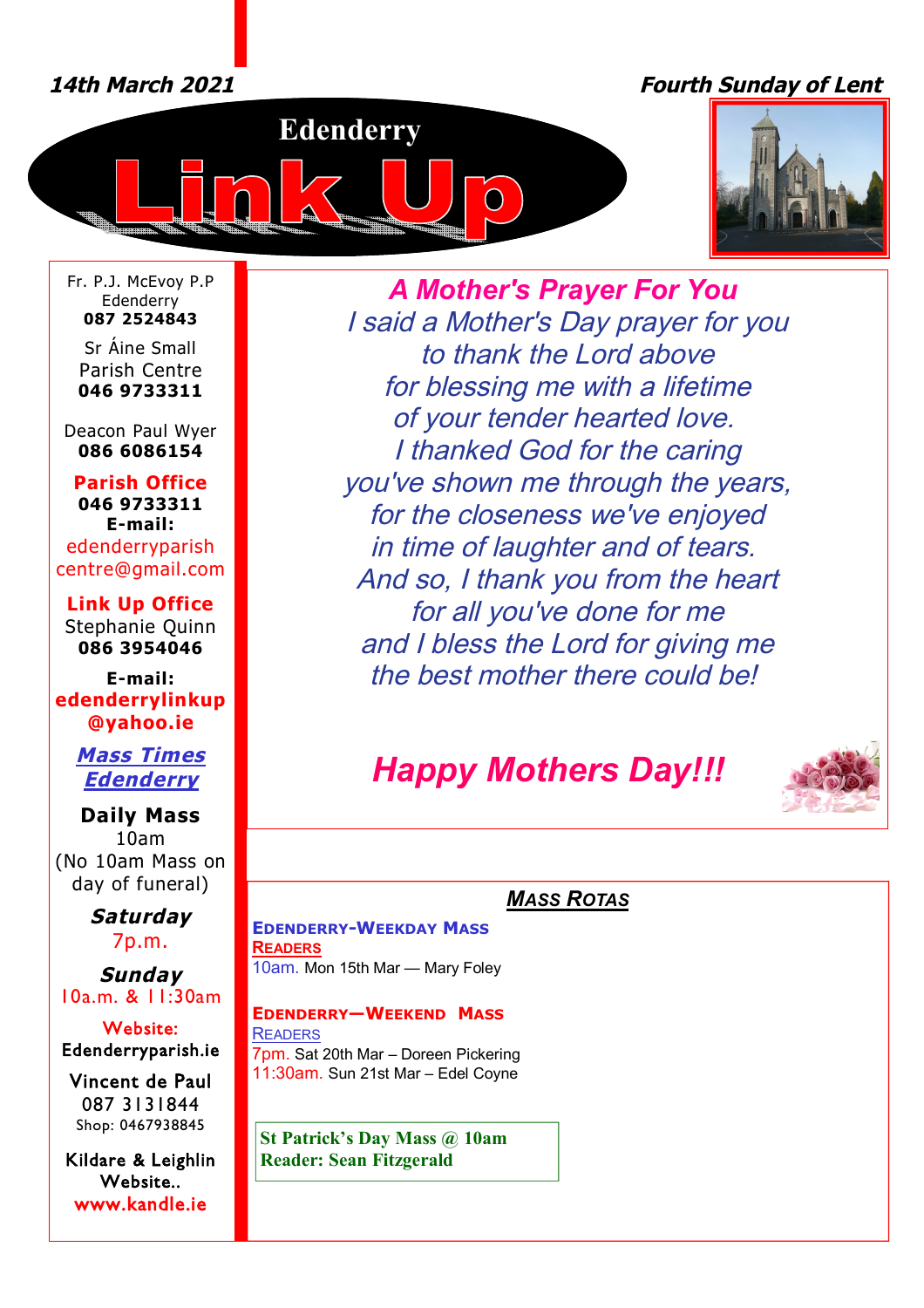*14th March 2021*

*Fourth Sunday of Lent*

# Edenderry Link Up

Fr. P.J. McEvoy P.P
Edenderry
**087 2524843**

Sr Áine Small
Parish Centre
**046 9733311**

Deacon Paul Wyer
**086 6086154**

**Parish Office**
**046 9733311**
**E-mail:**
edenderryparish
centre@gmail.com

**Link Up Office**
Stephanie Quinn
**086 3954046**

**E-mail:**
**edenderrylinkup**
**@yahoo.ie**

***Mass Times Edenderry***

**Daily Mass**
10am
(No 10am Mass on day of funeral)

***Saturday***
7p.m.

***Sunday***
10a.m. & 11:30am

Website:
Edenderryparish.ie

Vincent de Paul
087 3131844
Shop: 0467938845

Kildare & Leighlin
Website..
www.kandle.ie

## *A Mother's Prayer For You*

*I said a Mother's Day prayer for you*
*to thank the Lord above*
*for blessing me with a lifetime*
*of your tender hearted love.*
*I thanked God for the caring*
*you've shown me through the years,*
*for the closeness we've enjoyed*
*in time of laughter and of tears.*
*And so, I thank you from the heart*
*for all you've done for me*
*and I bless the Lord for giving me*
*the best mother there could be!*

## *Happy Mothers Day!!!*

## *Mass Rotas*

**Edenderry-Weekday Mass**

**Readers**

10am. Mon 15th Mar — Mary Foley

**Edenderry—Weekend Mass**

Readers

7pm. Sat 20th Mar – Doreen Pickering
11:30am. Sun 21st Mar – Edel Coyne

**St Patrick's Day Mass @ 10am**
**Reader: Sean Fitzgerald**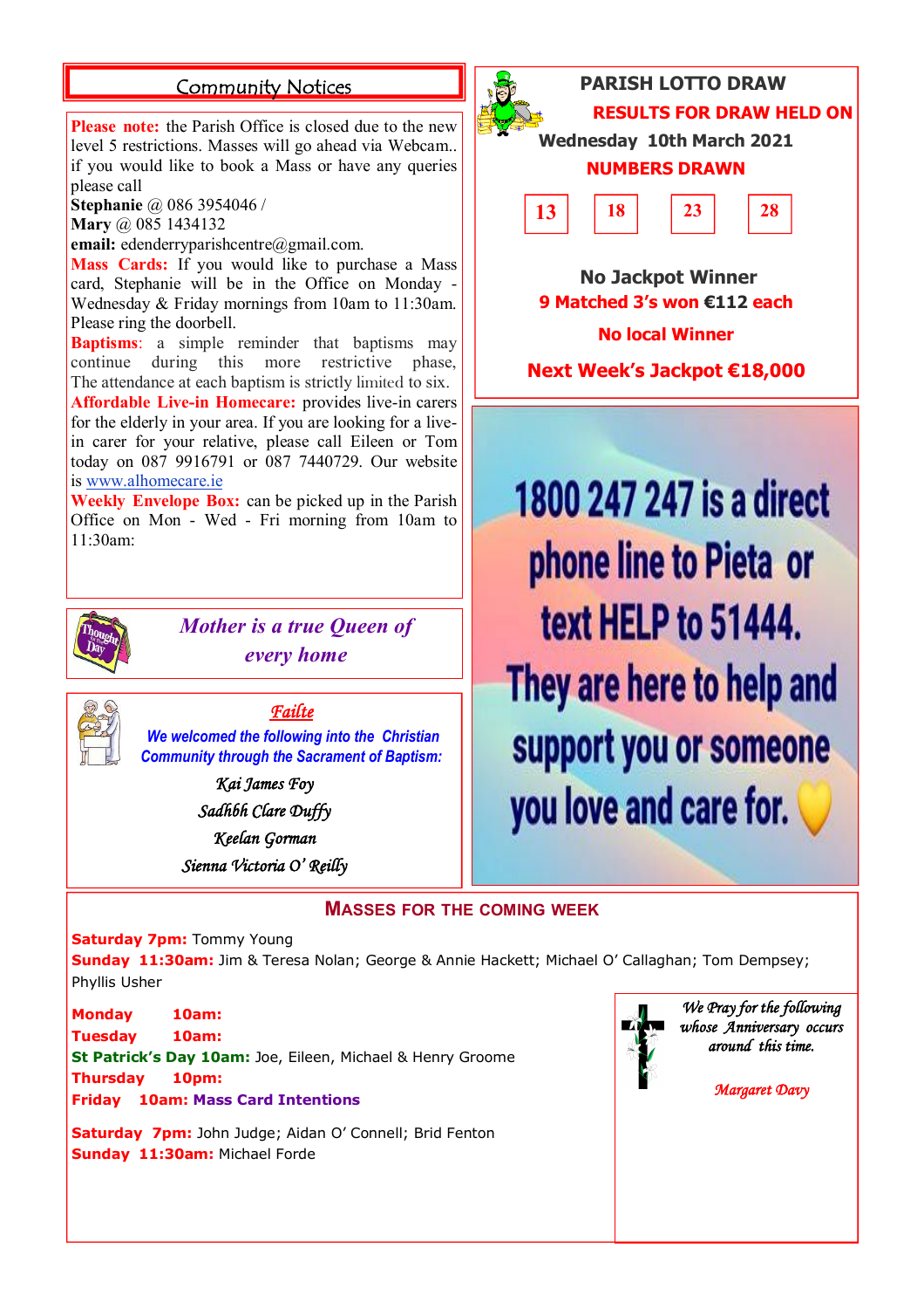## Community Notices

**Please note:** the Parish Office is closed due to the new level 5 restrictions. Masses will go ahead via Webcam.. if you would like to book a Mass or have any queries please call
**Stephanie** @ 086 3954046 /
**Mary** @ 085 1434132
**email:** edenderryparishcentre@gmail.com.

**Mass Cards:** If you would like to purchase a Mass card, Stephanie will be in the Office on Monday - Wednesday & Friday mornings from 10am to 11:30am. Please ring the doorbell.

**Baptisms**: a simple reminder that baptisms may continue during this more restrictive phase, The attendance at each baptism is strictly limited to six.

**Affordable Live-in Homecare:** provides live-in carers for the elderly in your area. If you are looking for a live-in carer for your relative, please call Eileen or Tom today on 087 9916791 or 087 7440729. Our website is www.alhomecare.ie

**Weekly Envelope Box:** can be picked up in the Parish Office on Mon - Wed - Fri morning from 10am to 11:30am:

*Mother is a true Queen of every home*

## *Failte*

*We welcomed the following into the Christian Community through the Sacrament of Baptism:*

*Kai James Foy*
*Sadhbh Clare Duffy*
*Keelan Gorman*
*Sienna Victoria O' Reilly*

## PARISH LOTTO DRAW

**RESULTS FOR DRAW HELD ON**
**Wednesday 10th March 2021**

**NUMBERS DRAWN**

| 13 | 18 | 23 | 28 |
|---|---|---|---|

**No Jackpot Winner**
**9 Matched 3's won €112 each**
**No local Winner**
**Next Week's Jackpot €18,000**

1800 247 247 is a direct phone line to Pieta or text HELP to 51444. They are here to help and support you or someone you love and care for.

## MASSES FOR THE COMING WEEK

**Saturday 7pm:** Tommy Young
**Sunday 11:30am:** Jim & Teresa Nolan; George & Annie Hackett; Michael O' Callaghan; Tom Dempsey; Phyllis Usher

**Monday 10am:**
**Tuesday 10am:**
**St Patrick's Day 10am:** Joe, Eileen, Michael & Henry Groome
**Thursday 10pm:**
**Friday 10am: Mass Card Intentions**

**Saturday 7pm:** John Judge; Aidan O' Connell; Brid Fenton
**Sunday 11:30am:** Michael Forde

*We Pray for the following whose Anniversary occurs around this time.*

*Margaret Davy*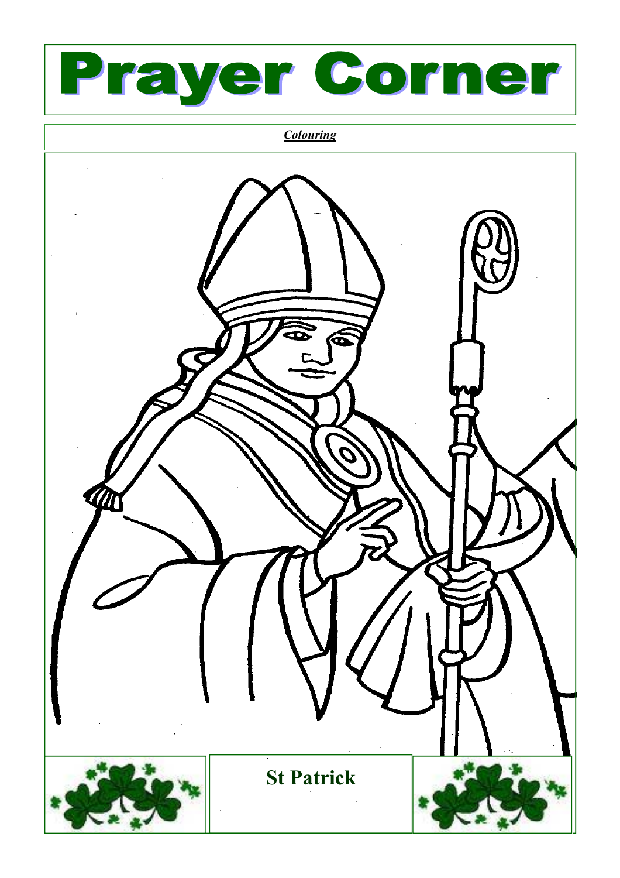# Prayer Corner

***Colouring***

**St Patrick**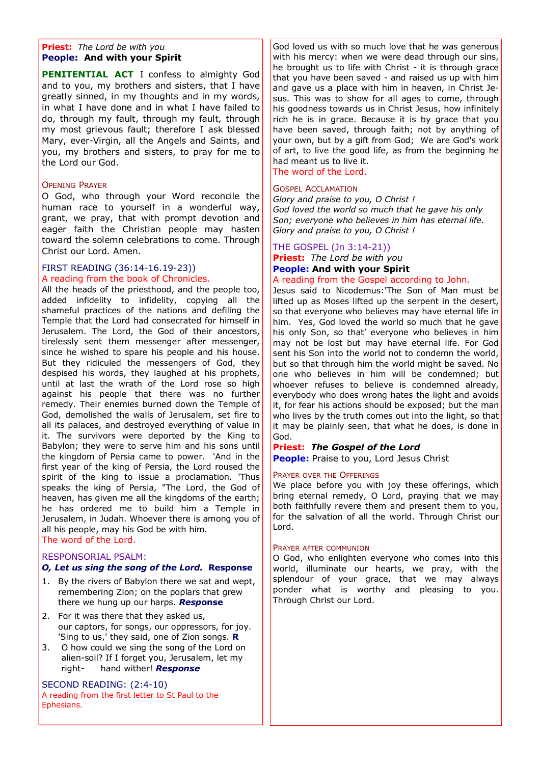**Priest:** *The Lord be with you*
**People:** **And with your Spirit**

**PENITENTIAL ACT** I confess to almighty God and to you, my brothers and sisters, that I have greatly sinned, in my thoughts and in my words, in what I have done and in what I have failed to do, through my fault, through my fault, through my most grievous fault; therefore I ask blessed Mary, ever-Virgin, all the Angels and Saints, and you, my brothers and sisters, to pray for me to the Lord our God.

### Opening Prayer

O God, who through your Word reconcile the human race to yourself in a wonderful way, grant, we pray, that with prompt devotion and eager faith the Christian people may hasten toward the solemn celebrations to come. Through Christ our Lord. Amen.

### FIRST READING (36:14-16.19-23))

A reading from the book of Chronicles.

All the heads of the priesthood, and the people too, added infidelity to infidelity, copying all the shameful practices of the nations and defiling the Temple that the Lord had consecrated for himself in Jerusalem. The Lord, the God of their ancestors, tirelessly sent them messenger after messenger, since he wished to spare his people and his house. But they ridiculed the messengers of God, they despised his words, they laughed at his prophets, until at last the wrath of the Lord rose so high against his people that there was no further remedy. Their enemies burned down the Temple of God, demolished the walls of Jerusalem, set fire to all its palaces, and destroyed everything of value in it. The survivors were deported by the King to Babylon; they were to serve him and his sons until the kingdom of Persia came to power. 'And in the first year of the king of Persia, the Lord roused the spirit of the king to issue a proclamation. 'Thus speaks the king of Persia, "The Lord, the God of heaven, has given me all the kingdoms of the earth; he has ordered me to build him a Temple in Jerusalem, in Judah. Whoever there is among you of all his people, may his God be with him.

The word of the Lord.

### RESPONSORIAL PSALM:

***O, Let us sing the song of the Lord.* Response**

1. By the rivers of Babylon there we sat and wept, remembering Zion; on the poplars that grew there we hung up our harps. ***Response***
2. For it was there that they asked us, our captors, for songs, our oppressors, for joy. 'Sing to us,' they said, one of Zion songs. **R**
3. O how could we sing the song of the Lord on alien-soil? If I forget you, Jerusalem, let my right- hand wither! ***Response***

### SECOND READING: (2:4-10)

A reading from the first letter to St Paul to the Ephesians.

God loved us with so much love that he was generous with his mercy: when we were dead through our sins, he brought us to life with Christ - it is through grace that you have been saved - and raised us up with him and gave us a place with him in heaven, in Christ Jesus. This was to show for all ages to come, through his goodness towards us in Christ Jesus, how infinitely rich he is in grace. Because it is by grace that you have been saved, through faith; not by anything of your own, but by a gift from God; We are God's work of art, to live the good life, as from the beginning he had meant us to live it.

The word of the Lord.

### Gospel Acclamation

*Glory and praise to you, O Christ !*
*God loved the world so much that he gave his only Son; everyone who believes in him has eternal life.*
*Glory and praise to you, O Christ !*

### THE GOSPEL (Jn 3:14-21))

**Priest:** *The Lord be with you*
**People:** **And with your Spirit**

A reading from the Gospel according to John.

Jesus said to Nicodemus:'The Son of Man must be lifted up as Moses lifted up the serpent in the desert, so that everyone who believes may have eternal life in him. Yes, God loved the world so much that he gave his only Son, so that' everyone who believes in him may not be lost but may have eternal life. For God sent his Son into the world not to condemn the world, but so that through him the world might be saved. No one who believes in him will be condemned; but whoever refuses to believe is condemned already, everybody who does wrong hates the light and avoids it, for fear his actions should be exposed; but the man who lives by the truth comes out into the light, so that it may be plainly seen, that what he does, is done in God.

**Priest:** ***The Gospel of the Lord***
**People:** Praise to you, Lord Jesus Christ

### Prayer over the Offerings

We place before you with joy these offerings, which bring eternal remedy, O Lord, praying that we may both faithfully revere them and present them to you, for the salvation of all the world. Through Christ our Lord.

### Prayer after communion

O God, who enlighten everyone who comes into this world, illuminate our hearts, we pray, with the splendour of your grace, that we may always ponder what is worthy and pleasing to you. Through Christ our Lord.